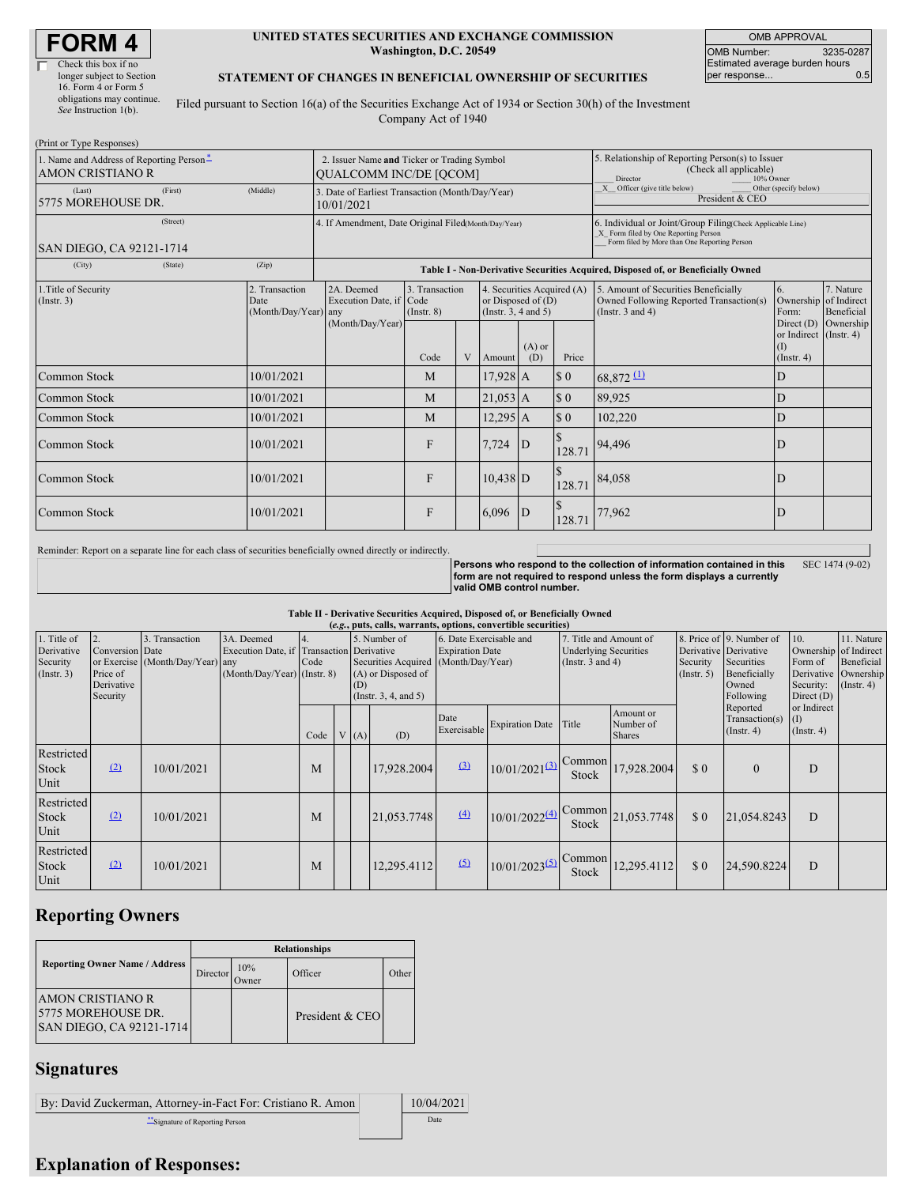# FORM 4

☐ Check this box if no longer subject to Section 16. Form 4 or Form 5 obligations may continue. *See* Instruction 1(b).

**UNITED STATES SECURITIES AND EXCHANGE COMMISSION**
**Washington, D.C. 20549**

**STATEMENT OF CHANGES IN BENEFICIAL OWNERSHIP OF SECURITIES**

Filed pursuant to Section 16(a) of the Securities Exchange Act of 1934 or Section 30(h) of the Investment Company Act of 1940

| OMB APPROVAL | |
|---|---|
| OMB Number: | 3235-0287 |
| Estimated average burden hours per response... | 0.5 |

(Print or Type Responses)

| | | |
|---|---|---|
| 1. Name and Address of Reporting Person* AMON CRISTIANO R | 2. Issuer Name and Ticker or Trading Symbol QUALCOMM INC/DE [QCOM] | 5. Relationship of Reporting Person(s) to Issuer (Check all applicable) ___ Director ___ 10% Owner _X_ Officer (give title below) ___ Other (specify below) President & CEO |
| (Last) (First) (Middle) 5775 MOREHOUSE DR. | 3. Date of Earliest Transaction (Month/Day/Year) 10/01/2021 | |
| (Street) SAN DIEGO, CA 92121-1714 | 4. If Amendment, Date Original Filed (Month/Day/Year) | 6. Individual or Joint/Group Filing (Check Applicable Line) _X_ Form filed by One Reporting Person ___ Form filed by More than One Reporting Person |
| (City) (State) (Zip) | | |

**Table I - Non-Derivative Securities Acquired, Disposed of, or Beneficially Owned**

| 1.Title of Security (Instr. 3) | 2. Transaction Date (Month/Day/Year) | 2A. Deemed Execution Date, if any (Month/Day/Year) | 3. Transaction Code (Instr. 8) | | 4. Securities Acquired (A) or Disposed of (D) (Instr. 3, 4 and 5) | | | 5. Amount of Securities Beneficially Owned Following Reported Transaction(s) (Instr. 3 and 4) | 6. Ownership Form: Direct (D) or Indirect (I) (Instr. 4) | 7. Nature of Indirect Beneficial Ownership (Instr. 4) |
|---|---|---|---|---|---|---|---|---|---|---|
| | | | Code | V | Amount | (A) or (D) | Price | | | |
| Common Stock | 10/01/2021 | | M | | 17,928 | A | $ 0 | 68,872 (1) | D | |
| Common Stock | 10/01/2021 | | M | | 21,053 | A | $ 0 | 89,925 | D | |
| Common Stock | 10/01/2021 | | M | | 12,295 | A | $ 0 | 102,220 | D | |
| Common Stock | 10/01/2021 | | F | | 7,724 | D | $ 128.71 | 94,496 | D | |
| Common Stock | 10/01/2021 | | F | | 10,438 | D | $ 128.71 | 84,058 | D | |
| Common Stock | 10/01/2021 | | F | | 6,096 | D | $ 128.71 | 77,962 | D | |

Reminder: Report on a separate line for each class of securities beneficially owned directly or indirectly.

**Persons who respond to the collection of information contained in this form are not required to respond unless the form displays a currently valid OMB control number.** SEC 1474 (9-02)

**Table II - Derivative Securities Acquired, Disposed of, or Beneficially Owned**
**(*e.g.*, puts, calls, warrants, options, convertible securities)**

| 1. Title of Derivative Security (Instr. 3) | 2. Conversion or Exercise Price of Derivative Security | 3. Transaction Date (Month/Day/Year) | 3A. Deemed Execution Date, if any (Month/Day/Year) | 4. Transaction Code (Instr. 8) | | 5. Number of Derivative Securities Acquired (A) or Disposed of (D) (Instr. 3, 4, and 5) | | 6. Date Exercisable and Expiration Date (Month/Day/Year) | | 7. Title and Amount of Underlying Securities (Instr. 3 and 4) | | 8. Price of Derivative Security (Instr. 5) | 9. Number of Derivative Securities Beneficially Owned Following Reported Transaction(s) (Instr. 4) | 10. Ownership Form of Derivative Security: Direct (D) or Indirect (I) (Instr. 4) | 11. Nature of Indirect Beneficial Ownership (Instr. 4) |
|---|---|---|---|---|---|---|---|---|---|---|---|---|---|---|---|
| | | | | Code | V | (A) | (D) | Date Exercisable | Expiration Date | Title | Amount or Number of Shares | | | | |
| Restricted Stock Unit | (2) | 10/01/2021 | | M | | | 17,928.2004 | (3) | 10/01/2021(3) | Common Stock | 17,928.2004 | $ 0 | 0 | D | |
| Restricted Stock Unit | (2) | 10/01/2021 | | M | | | 21,053.7748 | (4) | 10/01/2022(4) | Common Stock | 21,053.7748 | $ 0 | 21,054.8243 | D | |
| Restricted Stock Unit | (2) | 10/01/2021 | | M | | | 12,295.4112 | (5) | 10/01/2023(5) | Common Stock | 12,295.4112 | $ 0 | 24,590.8224 | D | |

## Reporting Owners

| Reporting Owner Name / Address | Relationships | | | |
|---|---|---|---|---|
| | Director | 10% Owner | Officer | Other |
| AMON CRISTIANO R 5775 MOREHOUSE DR. SAN DIEGO, CA 92121-1714 | | | President & CEO | |

## Signatures

| | |
|---|---|
| By: David Zuckerman, Attorney-in-Fact For: Cristiano R. Amon | 10/04/2021 |
| **Signature of Reporting Person | Date |

## Explanation of Responses: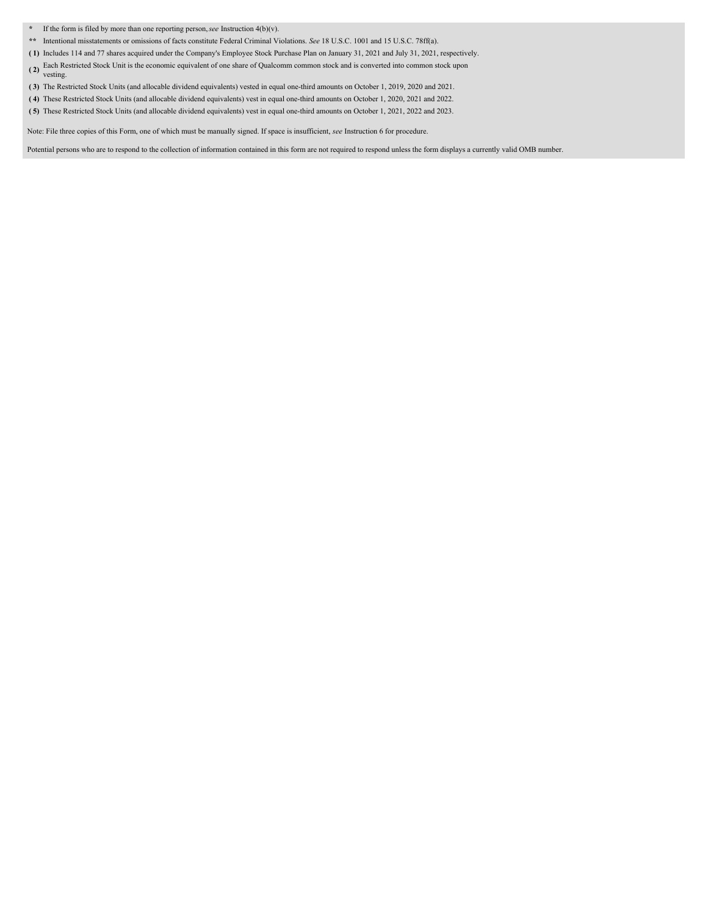\* If the form is filed by more than one reporting person, *see* Instruction 4(b)(v).

\*\* Intentional misstatements or omissions of facts constitute Federal Criminal Violations. *See* 18 U.S.C. 1001 and 15 U.S.C. 78ff(a).

**( 1)** Includes 114 and 77 shares acquired under the Company's Employee Stock Purchase Plan on January 31, 2021 and July 31, 2021, respectively.

**( 2)** Each Restricted Stock Unit is the economic equivalent of one share of Qualcomm common stock and is converted into common stock upon vesting.

**( 3)** The Restricted Stock Units (and allocable dividend equivalents) vested in equal one-third amounts on October 1, 2019, 2020 and 2021.

**( 4)** These Restricted Stock Units (and allocable dividend equivalents) vest in equal one-third amounts on October 1, 2020, 2021 and 2022.

**( 5)** These Restricted Stock Units (and allocable dividend equivalents) vest in equal one-third amounts on October 1, 2021, 2022 and 2023.

Note: File three copies of this Form, one of which must be manually signed. If space is insufficient, *see* Instruction 6 for procedure.

Potential persons who are to respond to the collection of information contained in this form are not required to respond unless the form displays a currently valid OMB number.